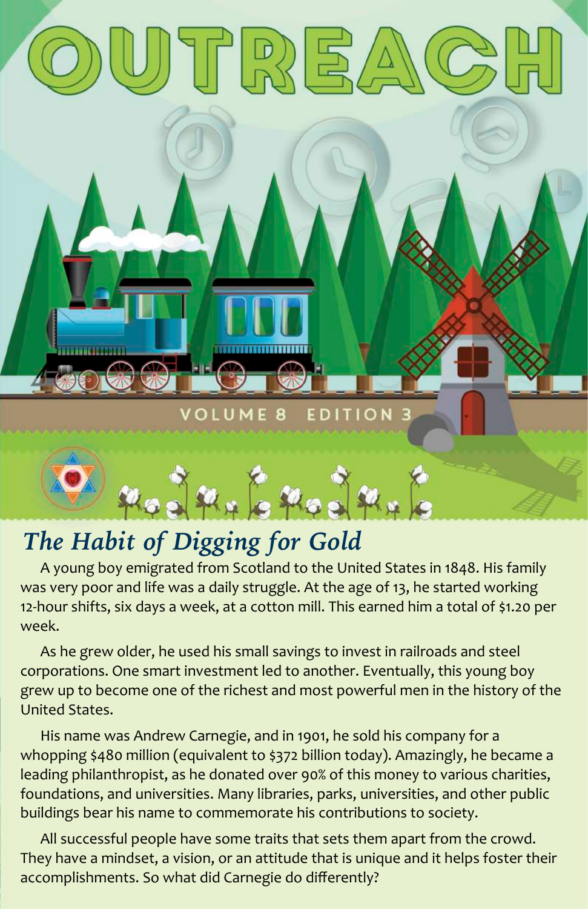# OUTREACH

VOLUME 8 EDITION 3

## *The Habit of Digging for Gold*

A young boy emigrated from Scotland to the United States in 1848. His family was very poor and life was a daily struggle. At the age of 13, he started working 12-hour shifts, six days a week, at a cotton mill. This earned him a total of $1.20 per week.

As he grew older, he used his small savings to invest in railroads and steel corporations. One smart investment led to another. Eventually, this young boy grew up to become one of the richest and most powerful men in the history of the United States.

His name was Andrew Carnegie, and in 1901, he sold his company for a whopping $480 million (equivalent to $372 billion today). Amazingly, he became a leading philanthropist, as he donated over 90% of this money to various charities, foundations, and universities. Many libraries, parks, universities, and other public buildings bear his name to commemorate his contributions to society.

All successful people have some traits that sets them apart from the crowd. They have a mindset, a vision, or an attitude that is unique and it helps foster their accomplishments. So what did Carnegie do differently?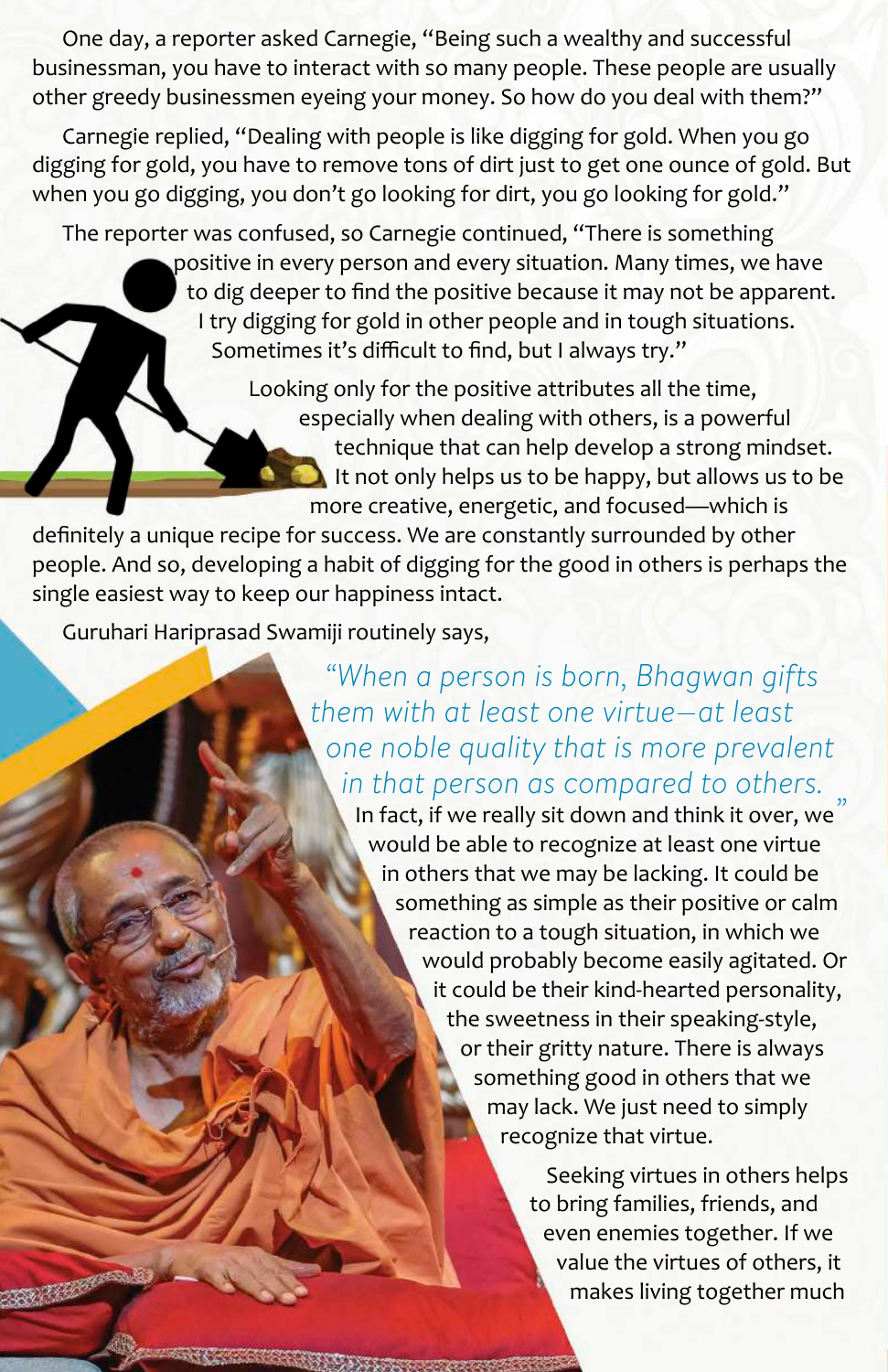One day, a reporter asked Carnegie, "Being such a wealthy and successful businessman, you have to interact with so many people. These people are usually other greedy businessmen eyeing your money. So how do you deal with them?"

Carnegie replied, "Dealing with people is like digging for gold. When you go digging for gold, you have to remove tons of dirt just to get one ounce of gold. But when you go digging, you don't go looking for dirt, you go looking for gold."

The reporter was confused, so Carnegie continued, "There is something positive in every person and every situation. Many times, we have to dig deeper to find the positive because it may not be apparent. I try digging for gold in other people and in tough situations. Sometimes it's difficult to find, but I always try."

Looking only for the positive attributes all the time, especially when dealing with others, is a powerful technique that can help develop a strong mindset. It not only helps us to be happy, but allows us to be more creative, energetic, and focused—which is definitely a unique recipe for success. We are constantly surrounded by other people. And so, developing a habit of digging for the good in others is perhaps the single easiest way to keep our happiness intact.

Guruhari Hariprasad Swamiji routinely says,

*"When a person is born, Bhagwan gifts them with at least one virtue—at least one noble quality that is more prevalent in that person as compared to others."*

In fact, if we really sit down and think it over, we would be able to recognize at least one virtue in others that we may be lacking. It could be something as simple as their positive or calm reaction to a tough situation, in which we would probably become easily agitated. Or it could be their kind-hearted personality, the sweetness in their speaking-style, or their gritty nature. There is always something good in others that we may lack. We just need to simply recognize that virtue.

Seeking virtues in others helps to bring families, friends, and even enemies together. If we value the virtues of others, it makes living together much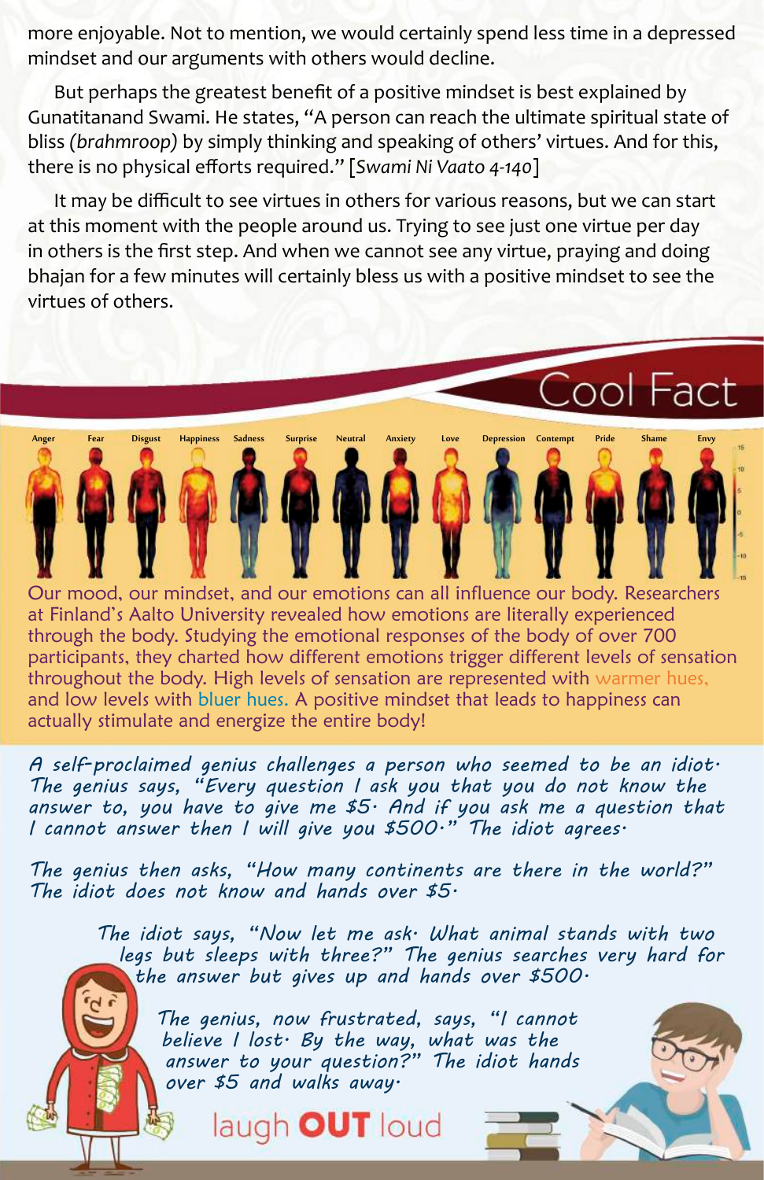more enjoyable. Not to mention, we would certainly spend less time in a depressed mindset and our arguments with others would decline.

But perhaps the greatest benefit of a positive mindset is best explained by Gunatitanand Swami. He states, "A person can reach the ultimate spiritual state of bliss *(brahmroop)* by simply thinking and speaking of others' virtues. And for this, there is no physical efforts required." [*Swami Ni Vaato 4-140*]

It may be difficult to see virtues in others for various reasons, but we can start at this moment with the people around us. Trying to see just one virtue per day in others is the first step. And when we cannot see any virtue, praying and doing bhajan for a few minutes will certainly bless us with a positive mindset to see the virtues of others.

## Cool Fact

Anger | Fear | Disgust | Happiness | Sadness | Surprise | Neutral | Anxiety | Love | Depression | Contempt | Pride | Shame | Envy

Our mood, our mindset, and our emotions can all influence our body. Researchers at Finland's Aalto University revealed how emotions are literally experienced through the body. Studying the emotional responses of the body of over 700 participants, they charted how different emotions trigger different levels of sensation throughout the body. High levels of sensation are represented with warmer hues, and low levels with bluer hues. A positive mindset that leads to happiness can actually stimulate and energize the entire body!

*A self-proclaimed genius challenges a person who seemed to be an idiot. The genius says, "Every question I ask you that you do not know the answer to, you have to give me $5. And if you ask me a question that I cannot answer then I will give you $500." The idiot agrees.*

*The genius then asks, "How many continents are there in the world?" The idiot does not know and hands over $5.*

*The idiot says, "Now let me ask. What animal stands with two legs but sleeps with three?" The genius searches very hard for the answer but gives up and hands over $500.*

*The genius, now frustrated, says, "I cannot believe I lost. By the way, what was the answer to your question?" The idiot hands over $5 and walks away.*

## laugh **OUT** loud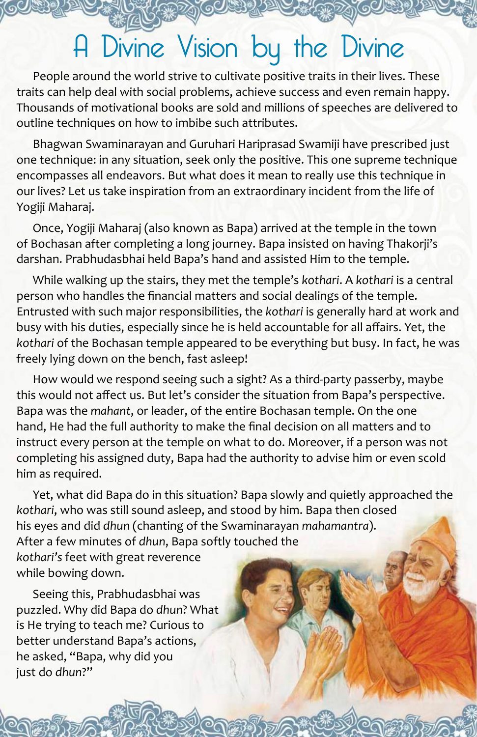# A Divine Vision by the Divine

People around the world strive to cultivate positive traits in their lives. These traits can help deal with social problems, achieve success and even remain happy. Thousands of motivational books are sold and millions of speeches are delivered to outline techniques on how to imbibe such attributes.

Bhagwan Swaminarayan and Guruhari Hariprasad Swamiji have prescribed just one technique: in any situation, seek only the positive. This one supreme technique encompasses all endeavors. But what does it mean to really use this technique in our lives? Let us take inspiration from an extraordinary incident from the life of Yogiji Maharaj.

Once, Yogiji Maharaj (also known as Bapa) arrived at the temple in the town of Bochasan after completing a long journey. Bapa insisted on having Thakorji's darshan. Prabhudasbhai held Bapa's hand and assisted Him to the temple.

While walking up the stairs, they met the temple's *kothari*. A *kothari* is a central person who handles the financial matters and social dealings of the temple. Entrusted with such major responsibilities, the *kothari* is generally hard at work and busy with his duties, especially since he is held accountable for all affairs. Yet, the *kothari* of the Bochasan temple appeared to be everything but busy. In fact, he was freely lying down on the bench, fast asleep!

How would we respond seeing such a sight? As a third-party passerby, maybe this would not affect us. But let's consider the situation from Bapa's perspective. Bapa was the *mahant*, or leader, of the entire Bochasan temple. On the one hand, He had the full authority to make the final decision on all matters and to instruct every person at the temple on what to do. Moreover, if a person was not completing his assigned duty, Bapa had the authority to advise him or even scold him as required.

Yet, what did Bapa do in this situation? Bapa slowly and quietly approached the *kothari*, who was still sound asleep, and stood by him. Bapa then closed his eyes and did *dhun* (chanting of the Swaminarayan *mahamantra*). After a few minutes of *dhun*, Bapa softly touched the *kothari's* feet with great reverence while bowing down.

Seeing this, Prabhudasbhai was puzzled. Why did Bapa do *dhun*? What is He trying to teach me? Curious to better understand Bapa's actions, he asked, "Bapa, why did you just do *dhun*?"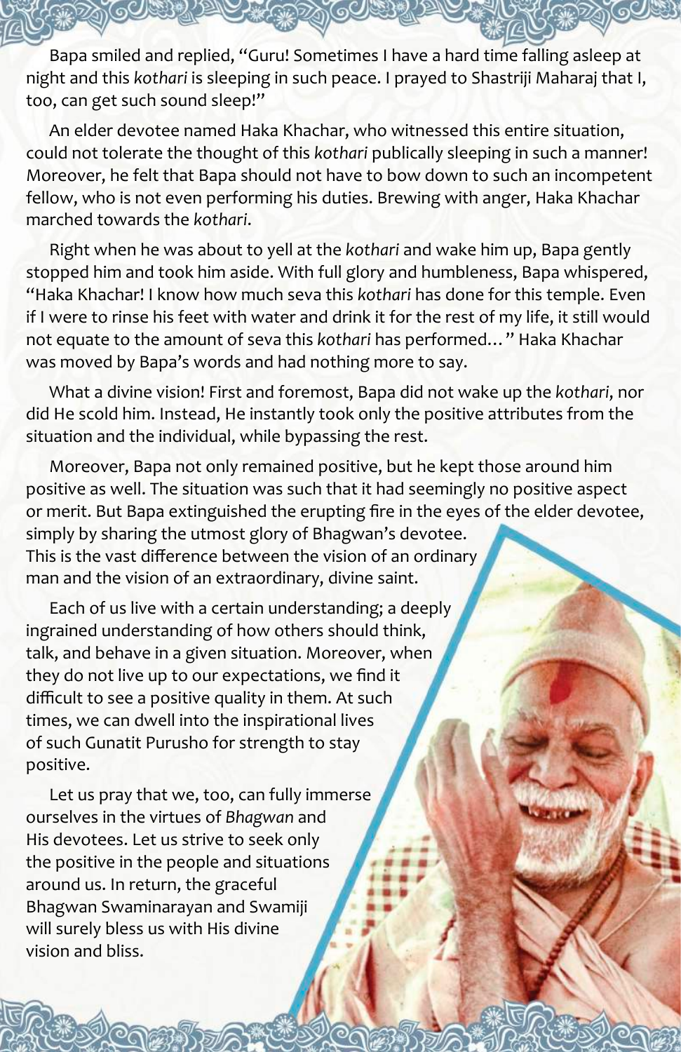Bapa smiled and replied, “Guru! Sometimes I have a hard time falling asleep at night and this *kothari* is sleeping in such peace. I prayed to Shastriji Maharaj that I, too, can get such sound sleep!”

An elder devotee named Haka Khachar, who witnessed this entire situation, could not tolerate the thought of this *kothari* publically sleeping in such a manner! Moreover, he felt that Bapa should not have to bow down to such an incompetent fellow, who is not even performing his duties. Brewing with anger, Haka Khachar marched towards the *kothari*.

Right when he was about to yell at the *kothari* and wake him up, Bapa gently stopped him and took him aside. With full glory and humbleness, Bapa whispered, “Haka Khachar! I know how much seva this *kothari* has done for this temple. Even if I were to rinse his feet with water and drink it for the rest of my life, it still would not equate to the amount of seva this *kothari* has performed…” Haka Khachar was moved by Bapa’s words and had nothing more to say.

What a divine vision! First and foremost, Bapa did not wake up the *kothari*, nor did He scold him. Instead, He instantly took only the positive attributes from the situation and the individual, while bypassing the rest.

Moreover, Bapa not only remained positive, but he kept those around him positive as well. The situation was such that it had seemingly no positive aspect or merit. But Bapa extinguished the erupting fire in the eyes of the elder devotee, simply by sharing the utmost glory of Bhagwan’s devotee. This is the vast difference between the vision of an ordinary man and the vision of an extraordinary, divine saint.

Each of us live with a certain understanding; a deeply ingrained understanding of how others should think, talk, and behave in a given situation. Moreover, when they do not live up to our expectations, we find it difficult to see a positive quality in them. At such times, we can dwell into the inspirational lives of such Gunatit Purusho for strength to stay positive.

Let us pray that we, too, can fully immerse ourselves in the virtues of *Bhagwan* and His devotees. Let us strive to seek only the positive in the people and situations around us. In return, the graceful Bhagwan Swaminarayan and Swamiji will surely bless us with His divine vision and bliss.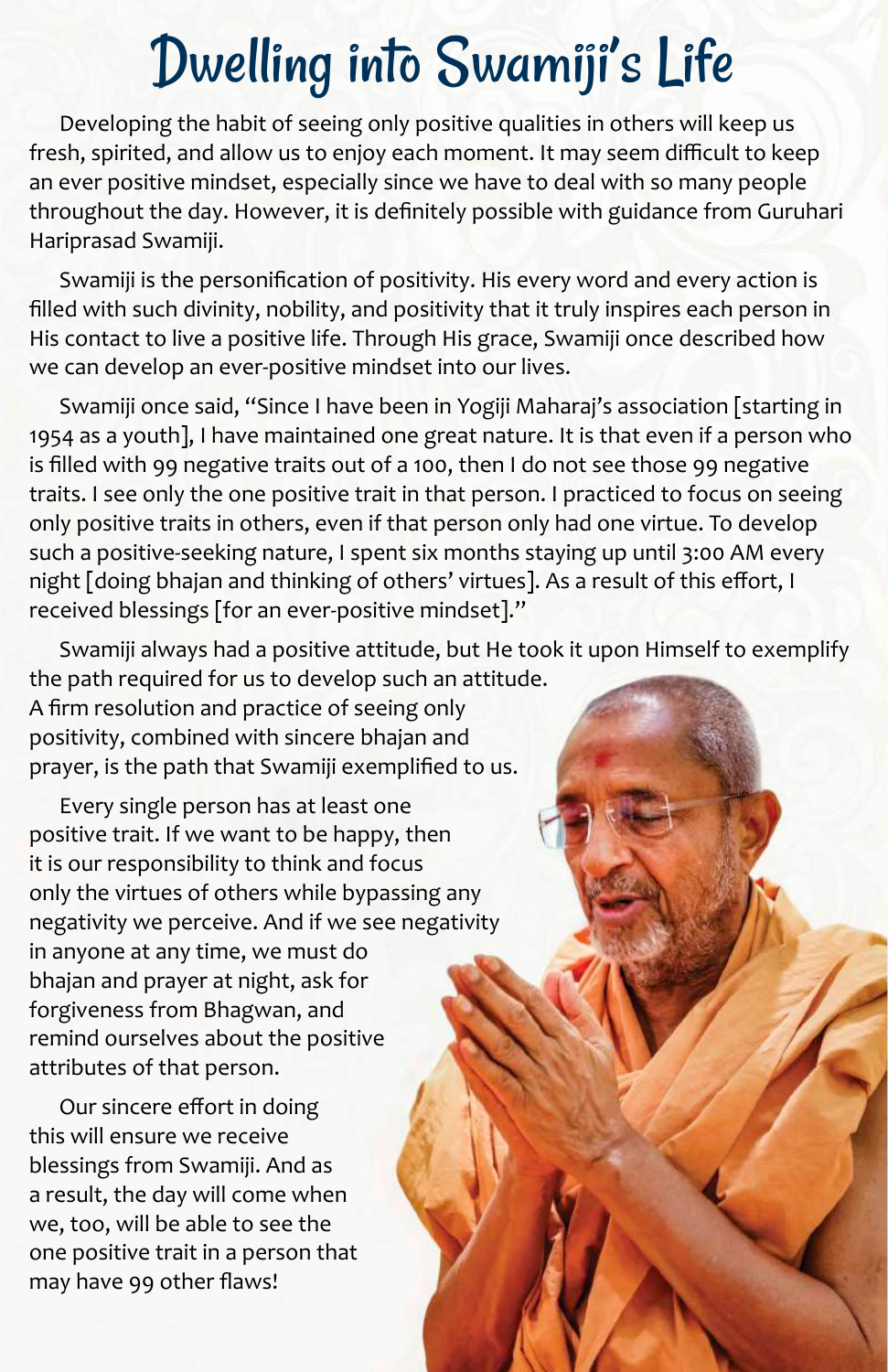# Dwelling into Swamiji's Life

Developing the habit of seeing only positive qualities in others will keep us fresh, spirited, and allow us to enjoy each moment. It may seem difficult to keep an ever positive mindset, especially since we have to deal with so many people throughout the day. However, it is definitely possible with guidance from Guruhari Hariprasad Swamiji.

Swamiji is the personification of positivity. His every word and every action is filled with such divinity, nobility, and positivity that it truly inspires each person in His contact to live a positive life. Through His grace, Swamiji once described how we can develop an ever-positive mindset into our lives.

Swamiji once said, "Since I have been in Yogiji Maharaj's association [starting in 1954 as a youth], I have maintained one great nature. It is that even if a person who is filled with 99 negative traits out of a 100, then I do not see those 99 negative traits. I see only the one positive trait in that person. I practiced to focus on seeing only positive traits in others, even if that person only had one virtue. To develop such a positive-seeking nature, I spent six months staying up until 3:00 AM every night [doing bhajan and thinking of others' virtues]. As a result of this effort, I received blessings [for an ever-positive mindset]."

Swamiji always had a positive attitude, but He took it upon Himself to exemplify the path required for us to develop such an attitude. A firm resolution and practice of seeing only positivity, combined with sincere bhajan and prayer, is the path that Swamiji exemplified to us.

Every single person has at least one positive trait. If we want to be happy, then it is our responsibility to think and focus only the virtues of others while bypassing any negativity we perceive. And if we see negativity in anyone at any time, we must do bhajan and prayer at night, ask for forgiveness from Bhagwan, and remind ourselves about the positive attributes of that person.

Our sincere effort in doing this will ensure we receive blessings from Swamiji. And as a result, the day will come when we, too, will be able to see the one positive trait in a person that may have 99 other flaws!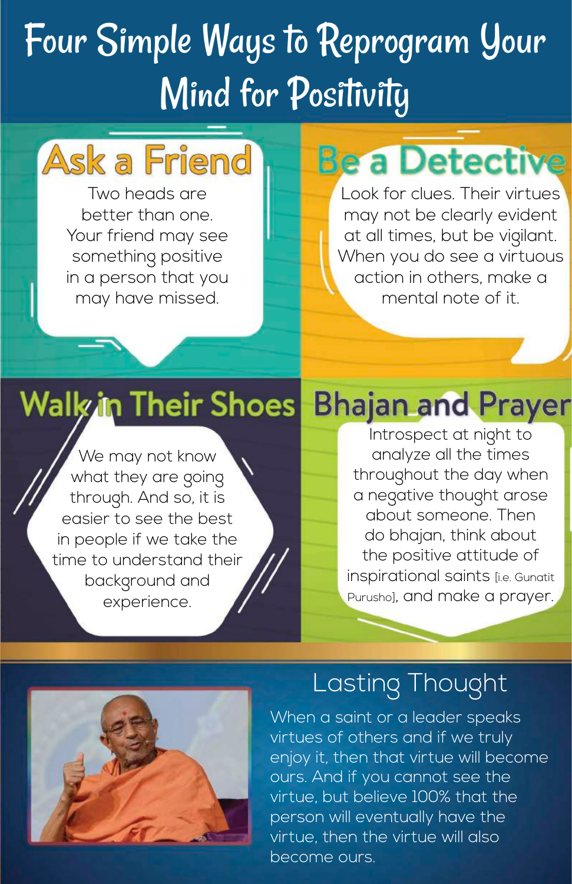# Four Simple Ways to Reprogram Your Mind for Positivity

## Ask a Friend

Two heads are better than one. Your friend may see something positive in a person that you may have missed.

## Be a Detective

Look for clues. Their virtues may not be clearly evident at all times, but be vigilant. When you do see a virtuous action in others, make a mental note of it.

## Walk in Their Shoes

We may not know what they are going through. And so, it is easier to see the best in people if we take the time to understand their background and experience.

## Bhajan and Prayer

Introspect at night to analyze all the times throughout the day when a negative thought arose about someone. Then do bhajan, think about the positive attitude of inspirational saints [i.e. Gunatit Purusho], and make a prayer.

## Lasting Thought

When a saint or a leader speaks virtues of others and if we truly enjoy it, then that virtue will become ours. And if you cannot see the virtue, but believe 100% that the person will eventually have the virtue, then the virtue will also become ours.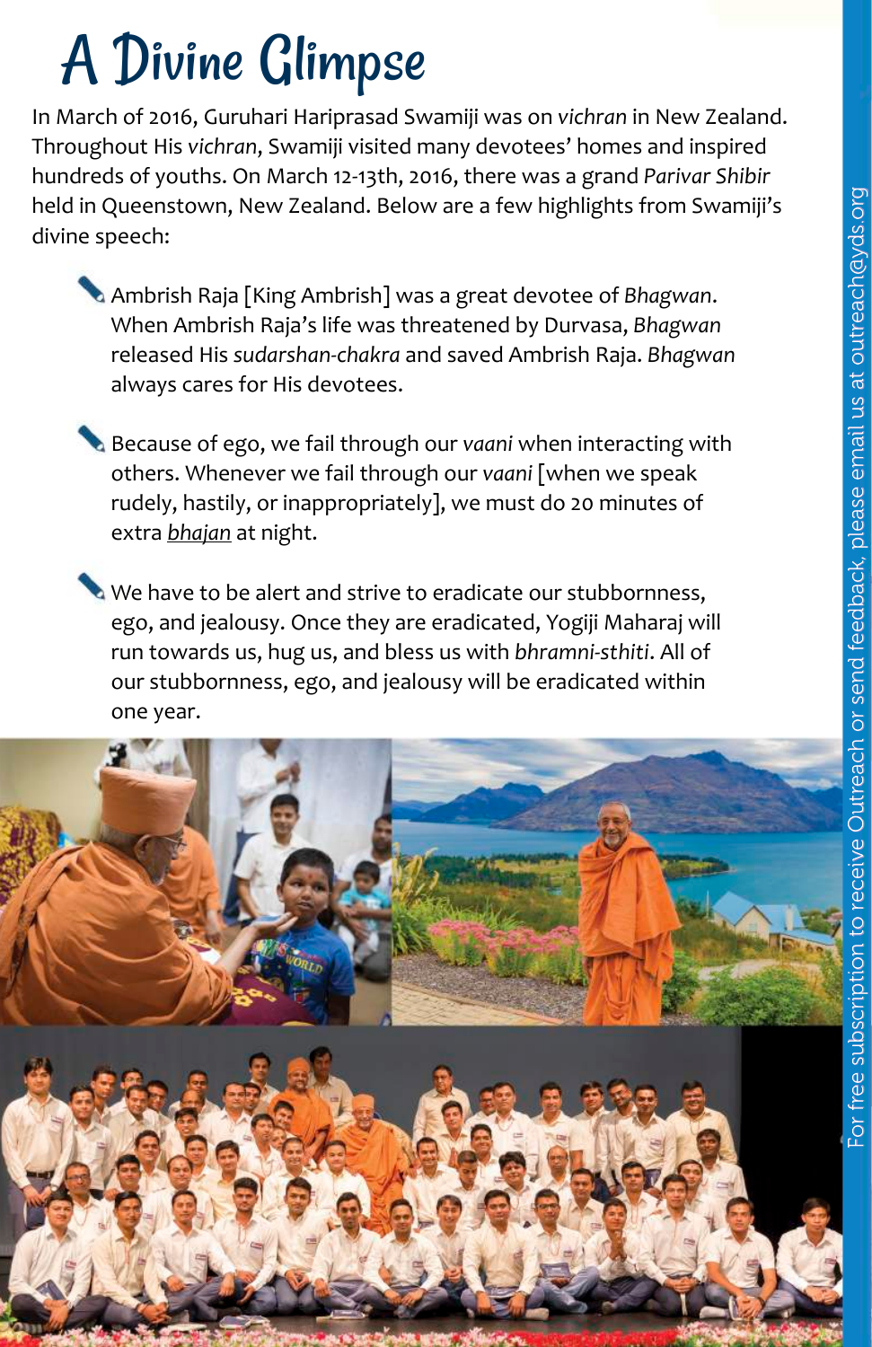# A Divine Glimpse

In March of 2016, Guruhari Hariprasad Swamiji was on *vichran* in New Zealand. Throughout His *vichran*, Swamiji visited many devotees' homes and inspired hundreds of youths. On March 12-13th, 2016, there was a grand *Parivar Shibir* held in Queenstown, New Zealand. Below are a few highlights from Swamiji's divine speech:

- Ambrish Raja [King Ambrish] was a great devotee of *Bhagwan*. When Ambrish Raja's life was threatened by Durvasa, *Bhagwan* released His *sudarshan-chakra* and saved Ambrish Raja. *Bhagwan* always cares for His devotees.

- Because of ego, we fail through our *vaani* when interacting with others. Whenever we fail through our *vaani* [when we speak rudely, hastily, or inappropriately], we must do 20 minutes of extra *bhajan* at night.

- We have to be alert and strive to eradicate our stubbornness, ego, and jealousy. Once they are eradicated, Yogiji Maharaj will run towards us, hug us, and bless us with *bhramni-sthiti*. All of our stubbornness, ego, and jealousy will be eradicated within one year.

For free subscription to receive Outreach or send feedback, please email us at outreach@yds.org